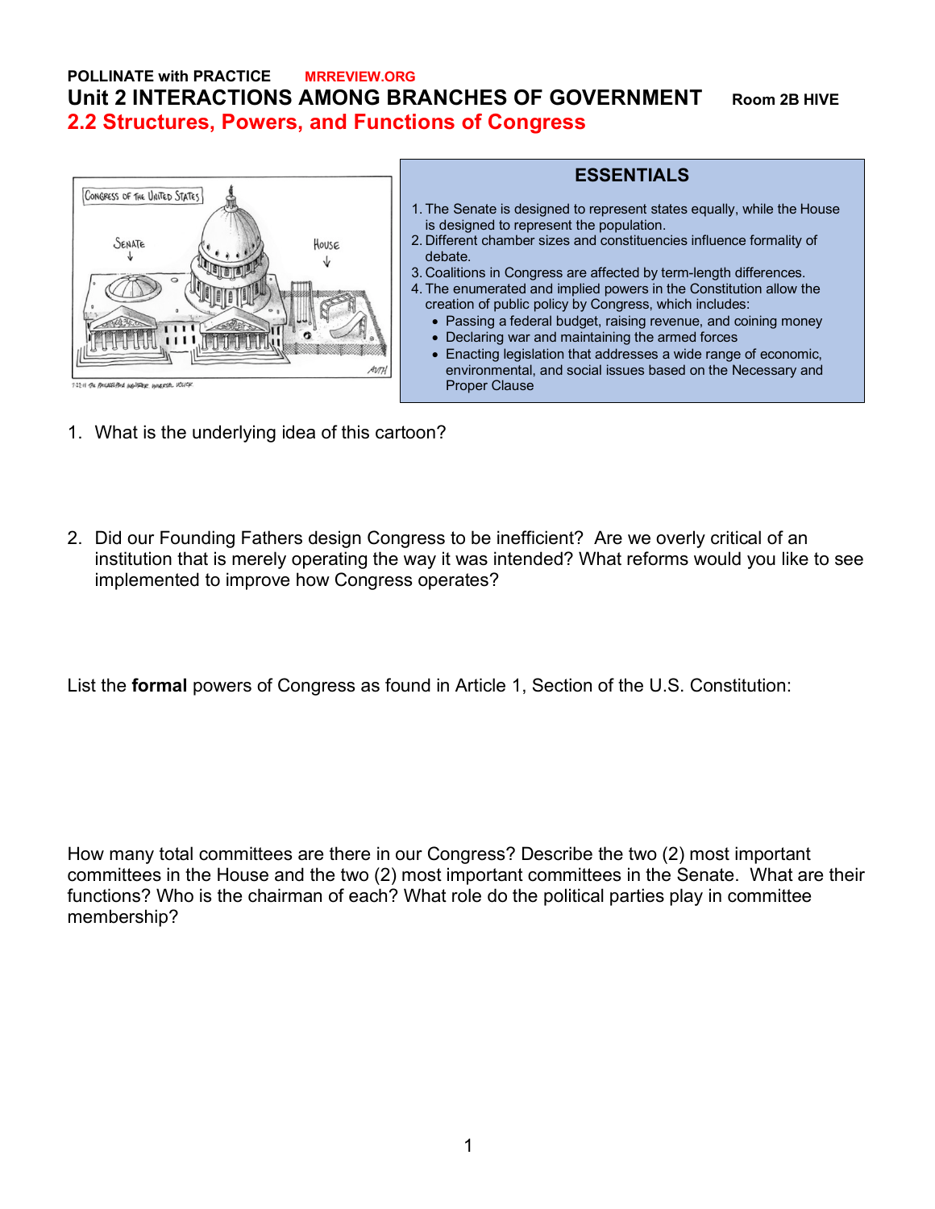**POLLINATE with PRACTICE** MRREVIEW.ORG

# Unit 2 INTERACTIONS AMONG BRANCHES OF GOVERNMENT

**Room 2B HIVE**

## 2.2 Structures, Powers, and Functions of Congress

### ESSENTIALS

1. The Senate is designed to represent states equally, while the House is designed to represent the population.
2. Different chamber sizes and constituencies influence formality of debate.
3. Coalitions in Congress are affected by term-length differences.
4. The enumerated and implied powers in the Constitution allow the creation of public policy by Congress, which includes:
   - Passing a federal budget, raising revenue, and coining money
   - Declaring war and maintaining the armed forces
   - Enacting legislation that addresses a wide range of economic, environmental, and social issues based on the Necessary and Proper Clause

1. What is the underlying idea of this cartoon?

2. Did our Founding Fathers design Congress to be inefficient? Are we overly critical of an institution that is merely operating the way it was intended? What reforms would you like to see implemented to improve how Congress operates?

List the **formal** powers of Congress as found in Article 1, Section of the U.S. Constitution:

How many total committees are there in our Congress? Describe the two (2) most important committees in the House and the two (2) most important committees in the Senate. What are their functions? Who is the chairman of each? What role do the political parties play in committee membership?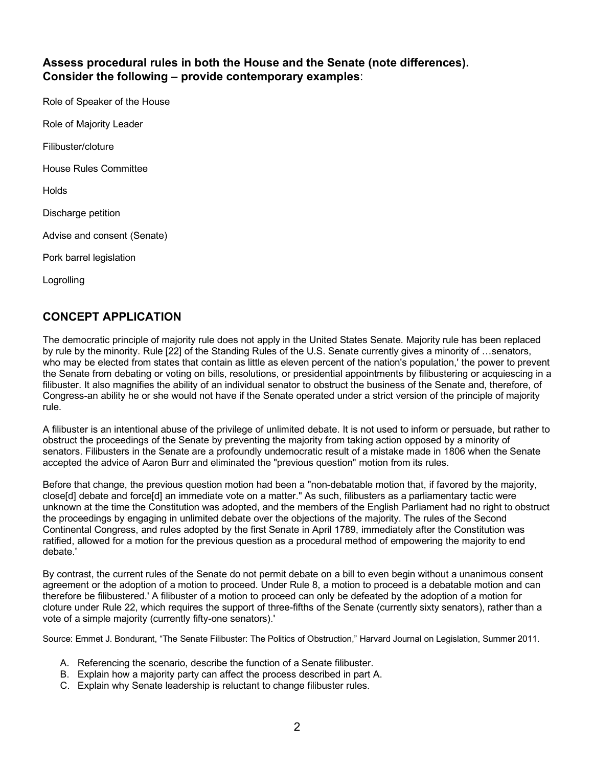### Assess procedural rules in both the House and the Senate (note differences). Consider the following – provide contemporary examples:

Role of Speaker of the House

Role of Majority Leader

Filibuster/cloture

House Rules Committee

Holds

Discharge petition

Advise and consent (Senate)

Pork barrel legislation

Logrolling

## CONCEPT APPLICATION

The democratic principle of majority rule does not apply in the United States Senate. Majority rule has been replaced by rule by the minority. Rule [22] of the Standing Rules of the U.S. Senate currently gives a minority of …senators, who may be elected from states that contain as little as eleven percent of the nation's population,' the power to prevent the Senate from debating or voting on bills, resolutions, or presidential appointments by filibustering or acquiescing in a filibuster. It also magnifies the ability of an individual senator to obstruct the business of the Senate and, therefore, of Congress-an ability he or she would not have if the Senate operated under a strict version of the principle of majority rule.

A filibuster is an intentional abuse of the privilege of unlimited debate. It is not used to inform or persuade, but rather to obstruct the proceedings of the Senate by preventing the majority from taking action opposed by a minority of senators. Filibusters in the Senate are a profoundly undemocratic result of a mistake made in 1806 when the Senate accepted the advice of Aaron Burr and eliminated the "previous question" motion from its rules.

Before that change, the previous question motion had been a "non-debatable motion that, if favored by the majority, close[d] debate and force[d] an immediate vote on a matter." As such, filibusters as a parliamentary tactic were unknown at the time the Constitution was adopted, and the members of the English Parliament had no right to obstruct the proceedings by engaging in unlimited debate over the objections of the majority. The rules of the Second Continental Congress, and rules adopted by the first Senate in April 1789, immediately after the Constitution was ratified, allowed for a motion for the previous question as a procedural method of empowering the majority to end debate.'

By contrast, the current rules of the Senate do not permit debate on a bill to even begin without a unanimous consent agreement or the adoption of a motion to proceed. Under Rule 8, a motion to proceed is a debatable motion and can therefore be filibustered.' A filibuster of a motion to proceed can only be defeated by the adoption of a motion for cloture under Rule 22, which requires the support of three-fifths of the Senate (currently sixty senators), rather than a vote of a simple majority (currently fifty-one senators).'

Source: Emmet J. Bondurant, "The Senate Filibuster: The Politics of Obstruction," Harvard Journal on Legislation, Summer 2011.

A. Referencing the scenario, describe the function of a Senate filibuster.
B. Explain how a majority party can affect the process described in part A.
C. Explain why Senate leadership is reluctant to change filibuster rules.